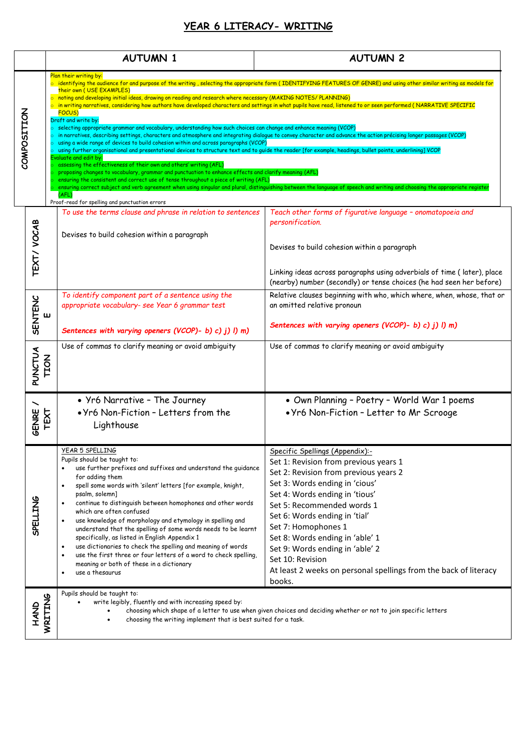# YEAR 6 LITERACY- WRITING

| | AUTUMN 1 | AUTUMN 2 |
|---|---|---|
| COMPOSITION | Plan their writing by:<br>○ identifying the audience for and purpose of the writing , selecting the appropriate form ( IDENTIFYING FEATURES OF GENRE) and using other similar writing as models for their own ( USE EXAMPLES)<br>○ noting and developing initial ideas, drawing on reading and research where necessary (MAKING NOTES/ PLANNING)<br>○ in writing narratives, considering how authors have developed characters and settings in what pupils have read, listened to or seen performed ( NARRATIVE SPECIFIC FOCUS)<br>Draft and write by:<br>○ selecting appropriate grammar and vocabulary, understanding how such choices can change and enhance meaning (VCOP)<br>○ in narratives, describing settings, characters and atmosphere and integrating dialogue to convey character and advance the action précising longer passages (VCOP)<br>○ using a wide range of devices to build cohesion within and across paragraphs (VCOP)<br>○ using further organisational and presentational devices to structure text and to guide the reader [for example, headings, bullet points, underlining] VCOP<br>Evaluate and edit by:<br>○ assessing the effectiveness of their own and others' writing (AFL)<br>○ proposing changes to vocabulary, grammar and punctuation to enhance effects and clarify meaning (AFL)<br>○ ensuring the consistent and correct use of tense throughout a piece of writing (AFL)<br>○ ensuring correct subject and verb agreement when using singular and plural, distinguishing between the language of speech and writing and choosing the appropriate register (AFL)<br>Proof-read for spelling and punctuation errors | |
| TEXT/ VOCAB | *To use the terms clause and phrase in relation to sentences*<br><br>Devises to build cohesion within a paragraph | *Teach other forms of figurative language – onomatopoeia and personification.*<br><br>Devises to build cohesion within a paragraph<br><br>Linking ideas across paragraphs using adverbials of time ( later), place (nearby) number (secondly) or tense choices (he had seen her before) |
| SENTENCE | *To identify component part of a sentence using the appropriate vocabulary- see Year 6 grammar test*<br><br>***Sentences with varying openers (VCOP)- b) c) j) l) m)*** | Relative clauses beginning with who, which where, when, whose, that or an omitted relative pronoun<br><br>***Sentences with varying openers (VCOP)- b) c) j) l) m)*** |
| PUNCTUATION | Use of commas to clarify meaning or avoid ambiguity | Use of commas to clarify meaning or avoid ambiguity |
| GENRE / TEXT | • Yr6 Narrative – The Journey<br>• Yr6 Non-Fiction – Letters from the Lighthouse | • Own Planning – Poetry – World War 1 poems<br>• Yr6 Non-Fiction – Letter to Mr Scrooge |
| SPELLING | YEAR 5 SPELLING<br>Pupils should be taught to:<br>• use further prefixes and suffixes and understand the guidance for adding them<br>• spell some words with 'silent' letters [for example, knight, psalm, solemn]<br>• continue to distinguish between homophones and other words which are often confused<br>• use knowledge of morphology and etymology in spelling and understand that the spelling of some words needs to be learnt specifically, as listed in English Appendix 1<br>• use dictionaries to check the spelling and meaning of words<br>• use the first three or four letters of a word to check spelling, meaning or both of these in a dictionary<br>• use a thesaurus | Specific Spellings (Appendix):-<br>Set 1: Revision from previous years 1<br>Set 2: Revision from previous years 2<br>Set 3: Words ending in 'cious'<br>Set 4: Words ending in 'tious'<br>Set 5: Recommended words 1<br>Set 6: Words ending in 'tial'<br>Set 7: Homophones 1<br>Set 8: Words ending in 'able' 1<br>Set 9: Words ending in 'able' 2<br>Set 10: Revision<br>At least 2 weeks on personal spellings from the back of literacy books. |
| HAND WRITING | Pupils should be taught to:<br>• write legibly, fluently and with increasing speed by:<br>  • choosing which shape of a letter to use when given choices and deciding whether or not to join specific letters<br>  • choosing the writing implement that is best suited for a task. | |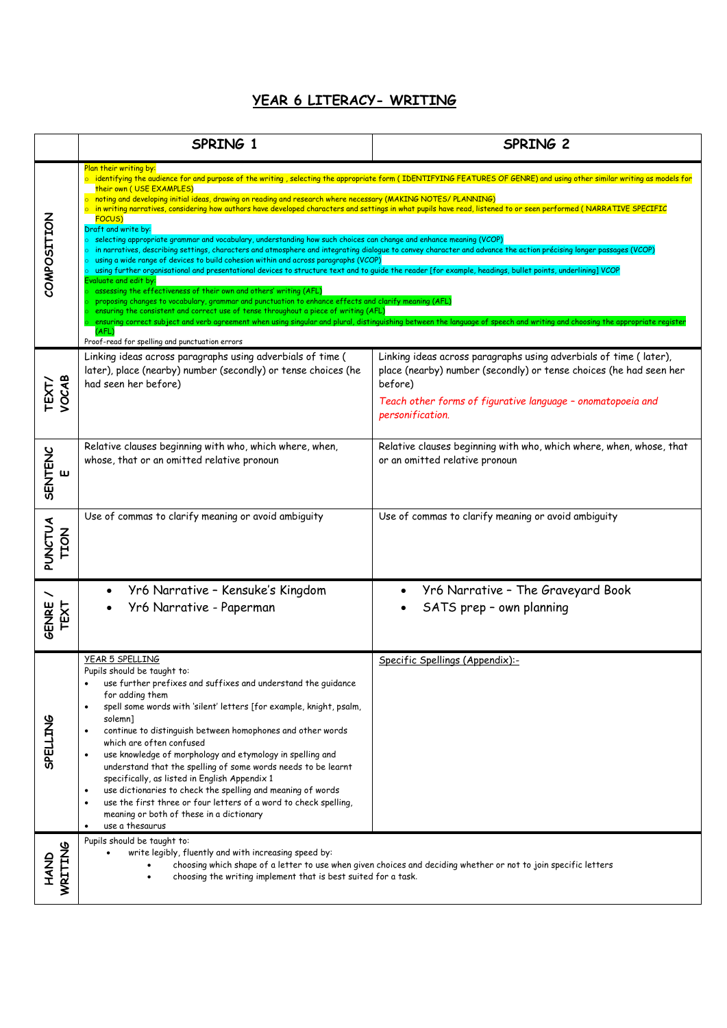# YEAR 6 LITERACY- WRITING

| | SPRING 1 | SPRING 2 |
|---|---|---|
| COMPOSITION | Plan their writing by:<br>o identifying the audience for and purpose of the writing , selecting the appropriate form ( IDENTIFYING FEATURES OF GENRE) and using other similar writing as models for their own ( USE EXAMPLES)<br>o noting and developing initial ideas, drawing on reading and research where necessary (MAKING NOTES/ PLANNING)<br>o in writing narratives, considering how authors have developed characters and settings in what pupils have read, listened to or seen performed ( NARRATIVE SPECIFIC FOCUS)<br>Draft and write by:<br>o selecting appropriate grammar and vocabulary, understanding how such choices can change and enhance meaning (VCOP)<br>o in narratives, describing settings, characters and atmosphere and integrating dialogue to convey character and advance the action précising longer passages (VCOP)<br>o using a wide range of devices to build cohesion within and across paragraphs (VCOP)<br>o using further organisational and presentational devices to structure text and to guide the reader [for example, headings, bullet points, underlining] VCOP<br>Evaluate and edit by:<br>o assessing the effectiveness of their own and others' writing (AFL)<br>o proposing changes to vocabulary, grammar and punctuation to enhance effects and clarify meaning (AFL)<br>o ensuring the consistent and correct use of tense throughout a piece of writing (AFL)<br>o ensuring correct subject and verb agreement when using singular and plural, distinguishing between the language of speech and writing and choosing the appropriate register (AFL)<br>Proof-read for spelling and punctuation errors | |
| TEXT/ VOCAB | Linking ideas across paragraphs using adverbials of time ( later), place (nearby) number (secondly) or tense choices (he had seen her before) | Linking ideas across paragraphs using adverbials of time ( later), place (nearby) number (secondly) or tense choices (he had seen her before)<br>*Teach other forms of figurative language – onomatopoeia and personification.* |
| SENTENCE | Relative clauses beginning with who, which where, when, whose, that or an omitted relative pronoun | Relative clauses beginning with who, which where, when, whose, that or an omitted relative pronoun |
| PUNCTUATION | Use of commas to clarify meaning or avoid ambiguity | Use of commas to clarify meaning or avoid ambiguity |
| GENRE / TEXT | • Yr6 Narrative – Kensuke's Kingdom<br>• Yr6 Narrative - Paperman | • Yr6 Narrative – The Graveyard Book<br>• SATS prep – own planning |
| SPELLING | YEAR 5 SPELLING<br>Pupils should be taught to:<br>• use further prefixes and suffixes and understand the guidance for adding them<br>• spell some words with 'silent' letters [for example, knight, psalm, solemn]<br>• continue to distinguish between homophones and other words which are often confused<br>• use knowledge of morphology and etymology in spelling and understand that the spelling of some words needs to be learnt specifically, as listed in English Appendix 1<br>• use dictionaries to check the spelling and meaning of words<br>• use the first three or four letters of a word to check spelling, meaning or both of these in a dictionary<br>• use a thesaurus | Specific Spellings (Appendix):- |
| HAND WRITING | Pupils should be taught to:<br>• write legibly, fluently and with increasing speed by:<br>&nbsp;&nbsp;• choosing which shape of a letter to use when given choices and deciding whether or not to join specific letters<br>&nbsp;&nbsp;• choosing the writing implement that is best suited for a task. | |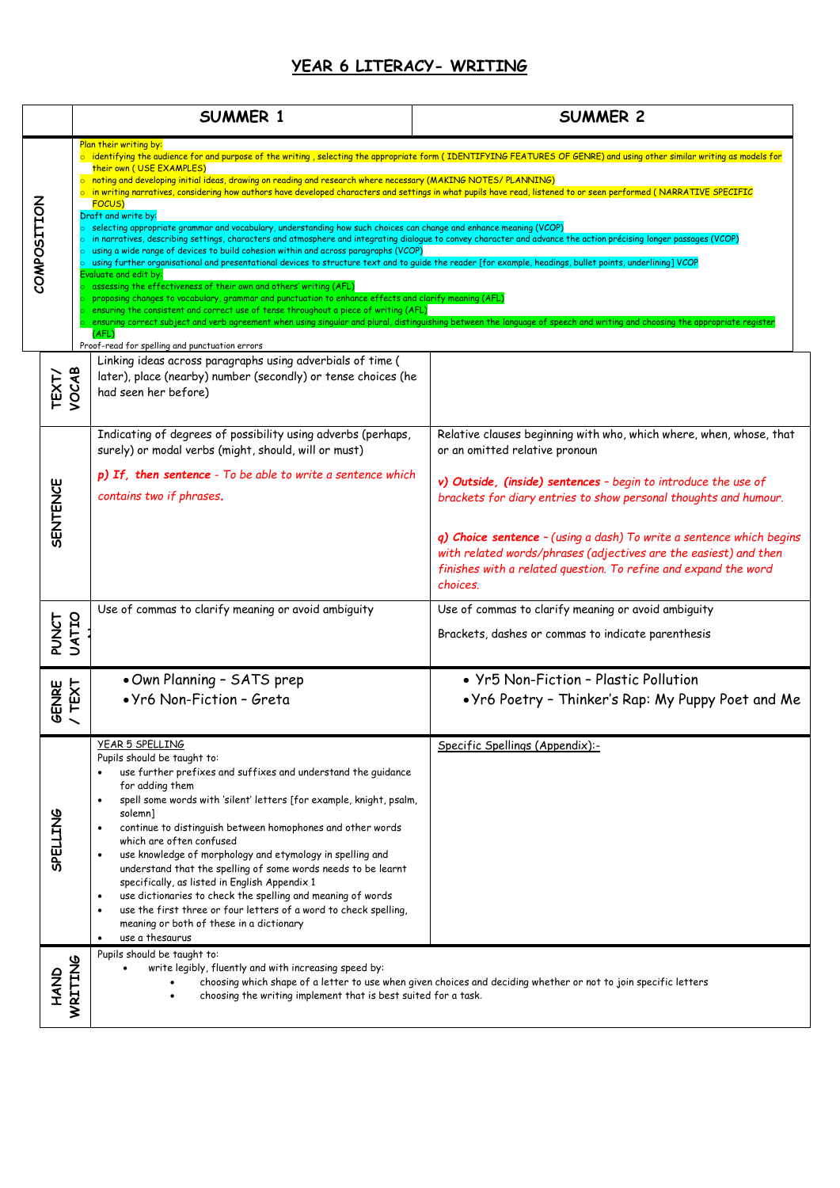# YEAR 6 LITERACY- WRITING

| | SUMMER 1 | SUMMER 2 |
|---|---|---|
| COMPOSITION | Plan their writing by:<br>○ identifying the audience for and purpose of the writing , selecting the appropriate form ( IDENTIFYING FEATURES OF GENRE) and using other similar writing as models for their own ( USE EXAMPLES)<br>○ noting and developing initial ideas, drawing on reading and research where necessary (MAKING NOTES/ PLANNING)<br>○ in writing narratives, considering how authors have developed characters and settings in what pupils have read, listened to or seen performed ( NARRATIVE SPECIFIC FOCUS)<br>Draft and write by:<br>○ selecting appropriate grammar and vocabulary, understanding how such choices can change and enhance meaning (VCOP)<br>○ in narratives, describing settings, characters and atmosphere and integrating dialogue to convey character and advance the action précising longer passages (VCOP)<br>○ using a wide range of devices to build cohesion within and across paragraphs (VCOP)<br>○ using further organisational and presentational devices to structure text and to guide the reader [for example, headings, bullet points, underlining] VCOP<br>Evaluate and edit by:<br>○ assessing the effectiveness of their own and others' writing (AFL)<br>○ proposing changes to vocabulary, grammar and punctuation to enhance effects and clarify meaning (AFL)<br>○ ensuring the consistent and correct use of tense throughout a piece of writing (AFL)<br>○ ensuring correct subject and verb agreement when using singular and plural, distinguishing between the language of speech and writing and choosing the appropriate register (AFL)<br>Proof-read for spelling and punctuation errors | |
| TEXT/ VOCAB | Linking ideas across paragraphs using adverbials of time ( later), place (nearby) number (secondly) or tense choices (he had seen her before) | |
| SENTENCE | Indicating of degrees of possibility using adverbs (perhaps, surely) or modal verbs (might, should, will or must)<br><br>***p) If, then sentence** - To be able to write a sentence which contains two if phrases.* | Relative clauses beginning with who, which where, when, whose, that or an omitted relative pronoun<br><br>***v) Outside, (inside) sentences** – begin to introduce the use of brackets for diary entries to show personal thoughts and humour.*<br><br>***q) Choice sentence** – (using a dash) To write a sentence which begins with related words/phrases (adjectives are the easiest) and then finishes with a related question. To refine and expand the word choices.* |
| PUNCTUATION | Use of commas to clarify meaning or avoid ambiguity | Use of commas to clarify meaning or avoid ambiguity<br><br>Brackets, dashes or commas to indicate parenthesis |
| GENRE / TEXT | • Own Planning – SATS prep<br>• Yr6 Non-Fiction – Greta | • Yr5 Non-Fiction – Plastic Pollution<br>• Yr6 Poetry – Thinker's Rap: My Puppy Poet and Me |
| SPELLING | YEAR 5 SPELLING<br>Pupils should be taught to:<br>• use further prefixes and suffixes and understand the guidance for adding them<br>• spell some words with 'silent' letters [for example, knight, psalm, solemn]<br>• continue to distinguish between homophones and other words which are often confused<br>• use knowledge of morphology and etymology in spelling and understand that the spelling of some words needs to be learnt specifically, as listed in English Appendix 1<br>• use dictionaries to check the spelling and meaning of words<br>• use the first three or four letters of a word to check spelling, meaning or both of these in a dictionary<br>• use a thesaurus | Specific Spellings (Appendix):- |
| HAND WRITING | Pupils should be taught to:<br>• write legibly, fluently and with increasing speed by:<br>  • choosing which shape of a letter to use when given choices and deciding whether or not to join specific letters<br>  • choosing the writing implement that is best suited for a task. | |